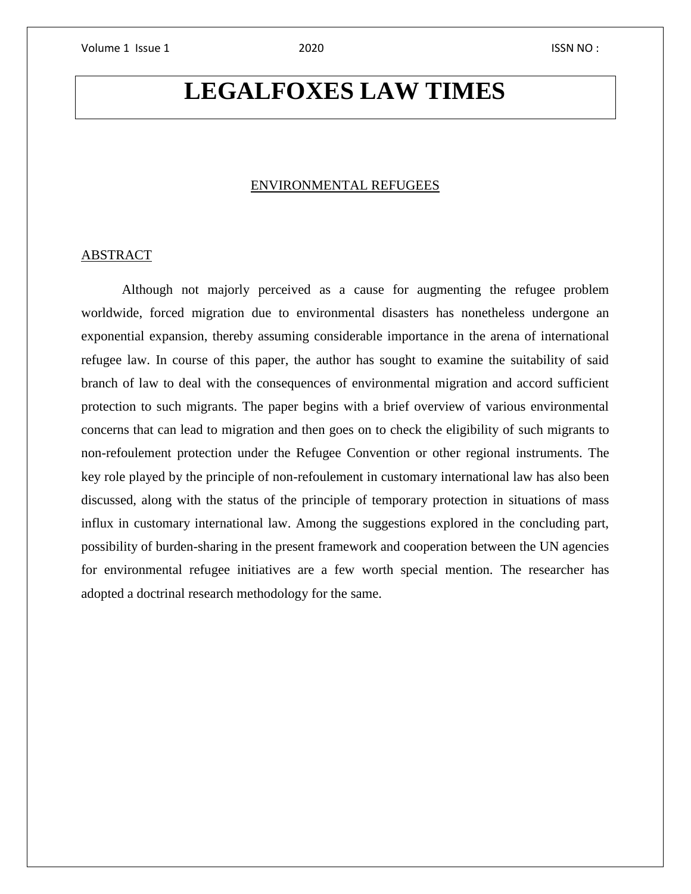# ENVIRONMENTAL REFUGEES

## ABSTRACT

Although not majorly perceived as a cause for augmenting the refugee problem worldwide, forced migration due to environmental disasters has nonetheless undergone an exponential expansion, thereby assuming considerable importance in the arena of international refugee law. In course of this paper, the author has sought to examine the suitability of said branch of law to deal with the consequences of environmental migration and accord sufficient protection to such migrants. The paper begins with a brief overview of various environmental concerns that can lead to migration and then goes on to check the eligibility of such migrants to non-refoulement protection under the Refugee Convention or other regional instruments. The key role played by the principle of non-refoulement in customary international law has also been discussed, along with the status of the principle of temporary protection in situations of mass influx in customary international law. Among the suggestions explored in the concluding part, possibility of burden-sharing in the present framework and cooperation between the UN agencies for environmental refugee initiatives are a few worth special mention. The researcher has adopted a doctrinal research methodology for the same.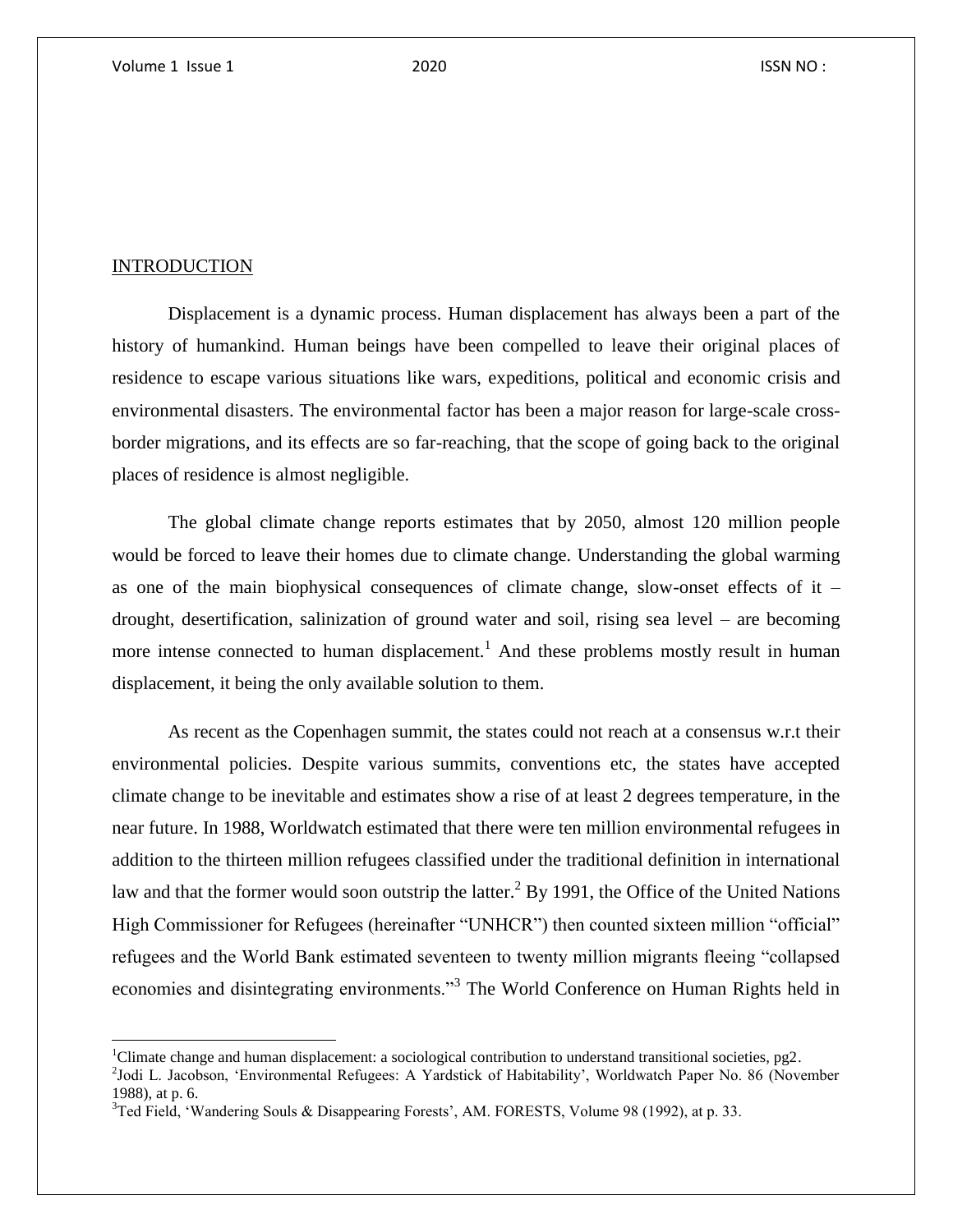## INTRODUCTION

Displacement is a dynamic process. Human displacement has always been a part of the history of humankind. Human beings have been compelled to leave their original places of residence to escape various situations like wars, expeditions, political and economic crisis and environmental disasters. The environmental factor has been a major reason for large-scale cross-border migrations, and its effects are so far-reaching, that the scope of going back to the original places of residence is almost negligible.

The global climate change reports estimates that by 2050, almost 120 million people would be forced to leave their homes due to climate change. Understanding the global warming as one of the main biophysical consequences of climate change, slow-onset effects of it – drought, desertification, salinization of ground water and soil, rising sea level – are becoming more intense connected to human displacement.[1] And these problems mostly result in human displacement, it being the only available solution to them.

As recent as the Copenhagen summit, the states could not reach at a consensus w.r.t their environmental policies. Despite various summits, conventions etc, the states have accepted climate change to be inevitable and estimates show a rise of at least 2 degrees temperature, in the near future. In 1988, Worldwatch estimated that there were ten million environmental refugees in addition to the thirteen million refugees classified under the traditional definition in international law and that the former would soon outstrip the latter.[2] By 1991, the Office of the United Nations High Commissioner for Refugees (hereinafter "UNHCR") then counted sixteen million "official" refugees and the World Bank estimated seventeen to twenty million migrants fleeing "collapsed economies and disintegrating environments."[3] The World Conference on Human Rights held in

---

[1] Climate change and human displacement: a sociological contribution to understand transitional societies, pg2.

[2] Jodi L. Jacobson, 'Environmental Refugees: A Yardstick of Habitability', Worldwatch Paper No. 86 (November 1988), at p. 6.

[3] Ted Field, 'Wandering Souls & Disappearing Forests', AM. FORESTS, Volume 98 (1992), at p. 33.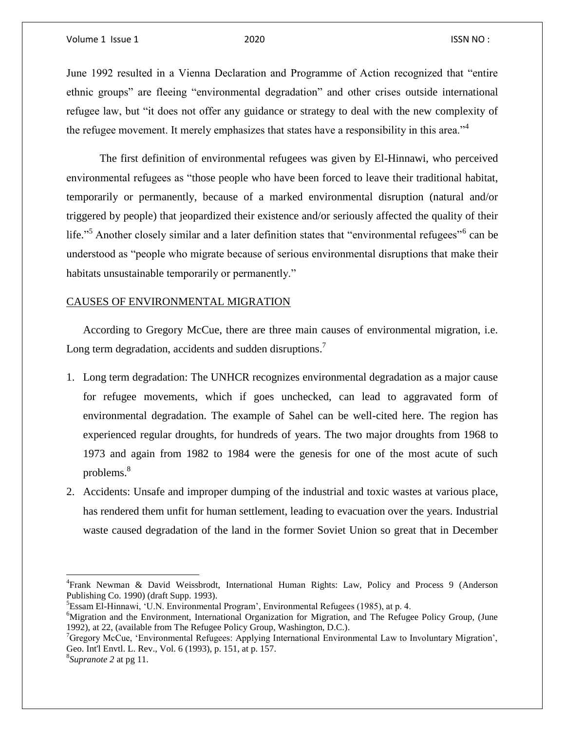June 1992 resulted in a Vienna Declaration and Programme of Action recognized that "entire ethnic groups" are fleeing "environmental degradation" and other crises outside international refugee law, but "it does not offer any guidance or strategy to deal with the new complexity of the refugee movement. It merely emphasizes that states have a responsibility in this area."[4]

The first definition of environmental refugees was given by El-Hinnawi, who perceived environmental refugees as "those people who have been forced to leave their traditional habitat, temporarily or permanently, because of a marked environmental disruption (natural and/or triggered by people) that jeopardized their existence and/or seriously affected the quality of their life."[5] Another closely similar and a later definition states that "environmental refugees"[6] can be understood as "people who migrate because of serious environmental disruptions that make their habitats unsustainable temporarily or permanently."

## CAUSES OF ENVIRONMENTAL MIGRATION

According to Gregory McCue, there are three main causes of environmental migration, i.e. Long term degradation, accidents and sudden disruptions.[7]

1. Long term degradation: The UNHCR recognizes environmental degradation as a major cause for refugee movements, which if goes unchecked, can lead to aggravated form of environmental degradation. The example of Sahel can be well-cited here. The region has experienced regular droughts, for hundreds of years. The two major droughts from 1968 to 1973 and again from 1982 to 1984 were the genesis for one of the most acute of such problems.[8]
2. Accidents: Unsafe and improper dumping of the industrial and toxic wastes at various place, has rendered them unfit for human settlement, leading to evacuation over the years. Industrial waste caused degradation of the land in the former Soviet Union so great that in December

---

[4] Frank Newman & David Weissbrodt, International Human Rights: Law, Policy and Process 9 (Anderson Publishing Co. 1990) (draft Supp. 1993).

[5] Essam El-Hinnawi, 'U.N. Environmental Program', Environmental Refugees (1985), at p. 4.

[6] Migration and the Environment, International Organization for Migration, and The Refugee Policy Group, (June 1992), at 22, (available from The Refugee Policy Group, Washington, D.C.).

[7] Gregory McCue, 'Environmental Refugees: Applying International Environmental Law to Involuntary Migration', Geo. Int'l Envtl. L. Rev., Vol. 6 (1993), p. 151, at p. 157.

[8] *Supranote 2* at pg 11.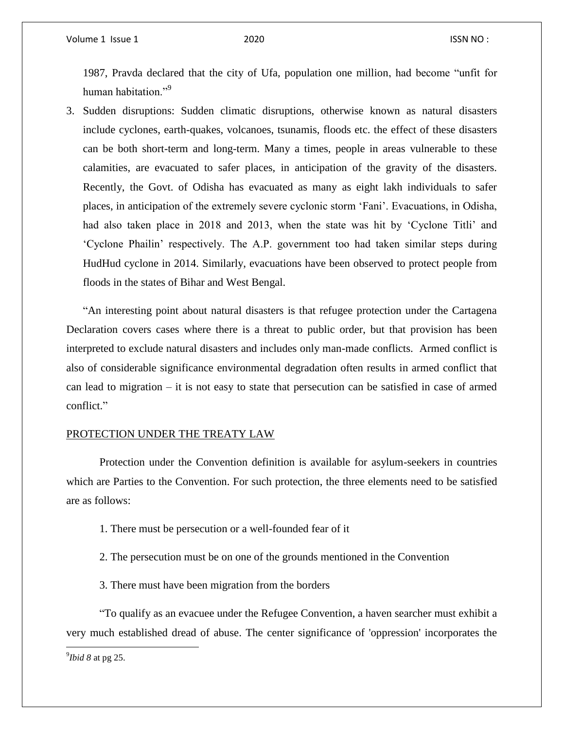1987, Pravda declared that the city of Ufa, population one million, had become "unfit for human habitation."[9]

3. Sudden disruptions: Sudden climatic disruptions, otherwise known as natural disasters include cyclones, earth-quakes, volcanoes, tsunamis, floods etc. the effect of these disasters can be both short-term and long-term. Many a times, people in areas vulnerable to these calamities, are evacuated to safer places, in anticipation of the gravity of the disasters. Recently, the Govt. of Odisha has evacuated as many as eight lakh individuals to safer places, in anticipation of the extremely severe cyclonic storm 'Fani'. Evacuations, in Odisha, had also taken place in 2018 and 2013, when the state was hit by 'Cyclone Titli' and 'Cyclone Phailin' respectively. The A.P. government too had taken similar steps during HudHud cyclone in 2014. Similarly, evacuations have been observed to protect people from floods in the states of Bihar and West Bengal.

"An interesting point about natural disasters is that refugee protection under the Cartagena Declaration covers cases where there is a threat to public order, but that provision has been interpreted to exclude natural disasters and includes only man-made conflicts. Armed conflict is also of considerable significance environmental degradation often results in armed conflict that can lead to migration – it is not easy to state that persecution can be satisfied in case of armed conflict."

## PROTECTION UNDER THE TREATY LAW

Protection under the Convention definition is available for asylum-seekers in countries which are Parties to the Convention. For such protection, the three elements need to be satisfied are as follows:

1. There must be persecution or a well-founded fear of it
2. The persecution must be on one of the grounds mentioned in the Convention
3. There must have been migration from the borders

"To qualify as an evacuee under the Refugee Convention, a haven searcher must exhibit a very much established dread of abuse. The center significance of 'oppression' incorporates the

[9] *Ibid 8* at pg 25.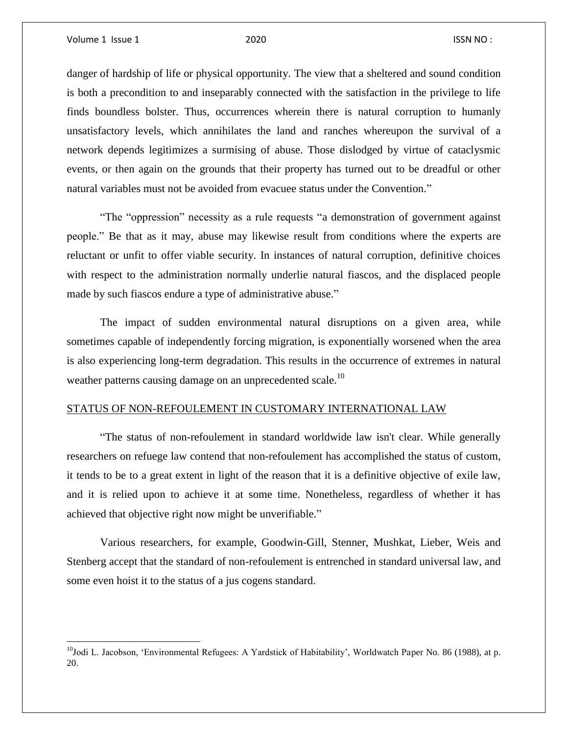danger of hardship of life or physical opportunity. The view that a sheltered and sound condition is both a precondition to and inseparably connected with the satisfaction in the privilege to life finds boundless bolster. Thus, occurrences wherein there is natural corruption to humanly unsatisfactory levels, which annihilates the land and ranches whereupon the survival of a network depends legitimizes a surmising of abuse. Those dislodged by virtue of cataclysmic events, or then again on the grounds that their property has turned out to be dreadful or other natural variables must not be avoided from evacuee status under the Convention."

"The "oppression" necessity as a rule requests "a demonstration of government against people." Be that as it may, abuse may likewise result from conditions where the experts are reluctant or unfit to offer viable security. In instances of natural corruption, definitive choices with respect to the administration normally underlie natural fiascos, and the displaced people made by such fiascos endure a type of administrative abuse."

The impact of sudden environmental natural disruptions on a given area, while sometimes capable of independently forcing migration, is exponentially worsened when the area is also experiencing long-term degradation. This results in the occurrence of extremes in natural weather patterns causing damage on an unprecedented scale.[10]

## STATUS OF NON-REFOULEMENT IN CUSTOMARY INTERNATIONAL LAW

"The status of non-refoulement in standard worldwide law isn't clear. While generally researchers on refuege law contend that non-refoulement has accomplished the status of custom, it tends to be to a great extent in light of the reason that it is a definitive objective of exile law, and it is relied upon to achieve it at some time. Nonetheless, regardless of whether it has achieved that objective right now might be unverifiable."

Various researchers, for example, Goodwin-Gill, Stenner, Mushkat, Lieber, Weis and Stenberg accept that the standard of non-refoulement is entrenched in standard universal law, and some even hoist it to the status of a jus cogens standard.

[10] Jodi L. Jacobson, 'Environmental Refugees: A Yardstick of Habitability', Worldwatch Paper No. 86 (1988), at p. 20.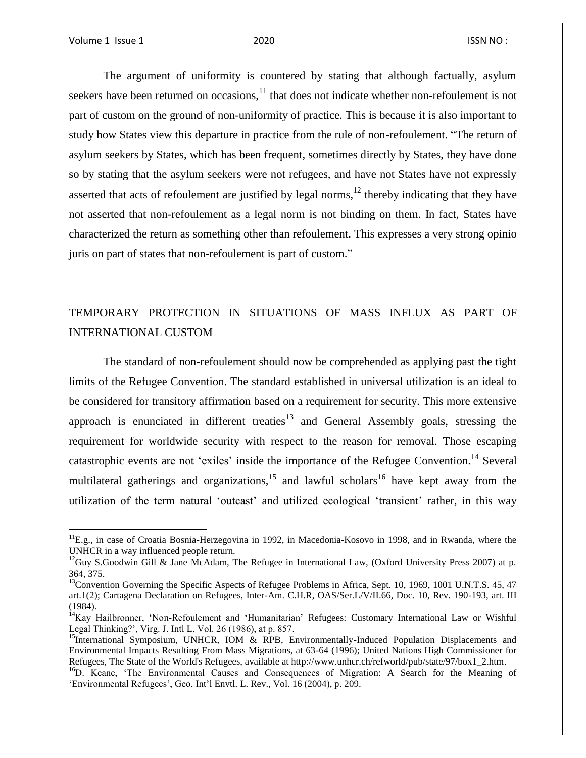The argument of uniformity is countered by stating that although factually, asylum seekers have been returned on occasions,[11] that does not indicate whether non-refoulement is not part of custom on the ground of non-uniformity of practice. This is because it is also important to study how States view this departure in practice from the rule of non-refoulement. "The return of asylum seekers by States, which has been frequent, sometimes directly by States, they have done so by stating that the asylum seekers were not refugees, and have not States have not expressly asserted that acts of refoulement are justified by legal norms,[12] thereby indicating that they have not asserted that non-refoulement as a legal norm is not binding on them. In fact, States have characterized the return as something other than refoulement. This expresses a very strong opinio juris on part of states that non-refoulement is part of custom."

## TEMPORARY PROTECTION IN SITUATIONS OF MASS INFLUX AS PART OF INTERNATIONAL CUSTOM

The standard of non-refoulement should now be comprehended as applying past the tight limits of the Refugee Convention. The standard established in universal utilization is an ideal to be considered for transitory affirmation based on a requirement for security. This more extensive approach is enunciated in different treaties[13] and General Assembly goals, stressing the requirement for worldwide security with respect to the reason for removal. Those escaping catastrophic events are not 'exiles' inside the importance of the Refugee Convention.[14] Several multilateral gatherings and organizations,[15] and lawful scholars[16] have kept away from the utilization of the term natural 'outcast' and utilized ecological 'transient' rather, in this way

---

[11] E.g., in case of Croatia Bosnia-Herzegovina in 1992, in Macedonia-Kosovo in 1998, and in Rwanda, where the UNHCR in a way influenced people return.

[12] Guy S.Goodwin Gill & Jane McAdam, The Refugee in International Law, (Oxford University Press 2007) at p. 364, 375.

[13] Convention Governing the Specific Aspects of Refugee Problems in Africa, Sept. 10, 1969, 1001 U.N.T.S. 45, 47 art.1(2); Cartagena Declaration on Refugees, Inter-Am. C.H.R, OAS/Ser.L/V/II.66, Doc. 10, Rev. 190-193, art. III (1984).

[14] Kay Hailbronner, 'Non-Refoulement and 'Humanitarian' Refugees: Customary International Law or Wishful Legal Thinking?', Virg. J. Intl L. Vol. 26 (1986), at p. 857.

[15] International Symposium, UNHCR, IOM & RPB, Environmentally-Induced Population Displacements and Environmental Impacts Resulting From Mass Migrations, at 63-64 (1996); United Nations High Commissioner for Refugees, The State of the World's Refugees, available at http://www.unhcr.ch/refworld/pub/state/97/box1_2.htm.

[16] D. Keane, 'The Environmental Causes and Consequences of Migration: A Search for the Meaning of 'Environmental Refugees', Geo. Int'l Envtl. L. Rev., Vol. 16 (2004), p. 209.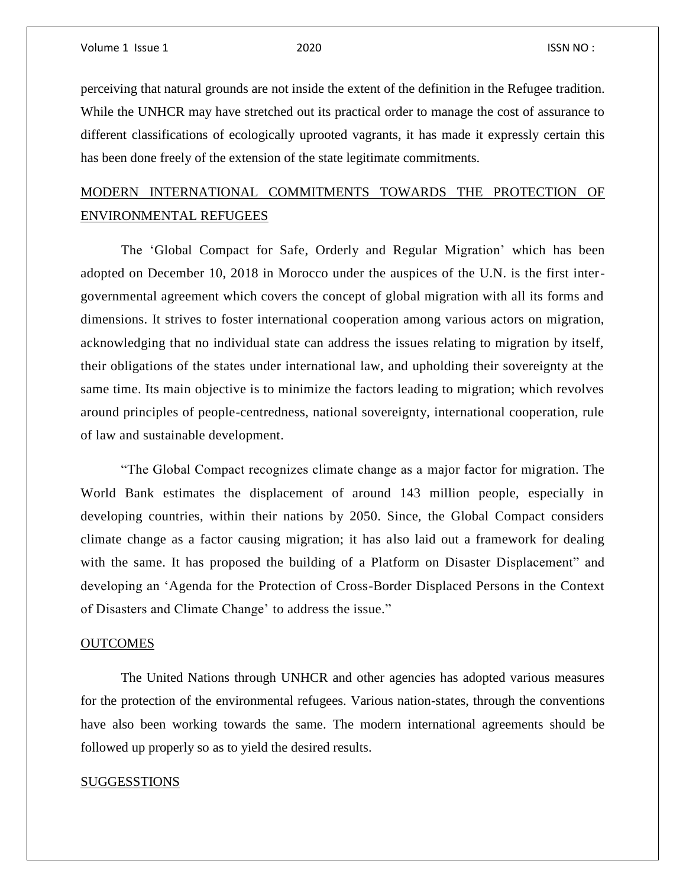perceiving that natural grounds are not inside the extent of the definition in the Refugee tradition. While the UNHCR may have stretched out its practical order to manage the cost of assurance to different classifications of ecologically uprooted vagrants, it has made it expressly certain this has been done freely of the extension of the state legitimate commitments.

## MODERN INTERNATIONAL COMMITMENTS TOWARDS THE PROTECTION OF ENVIRONMENTAL REFUGEES

The 'Global Compact for Safe, Orderly and Regular Migration' which has been adopted on December 10, 2018 in Morocco under the auspices of the U.N. is the first inter-governmental agreement which covers the concept of global migration with all its forms and dimensions. It strives to foster international cooperation among various actors on migration, acknowledging that no individual state can address the issues relating to migration by itself, their obligations of the states under international law, and upholding their sovereignty at the same time. Its main objective is to minimize the factors leading to migration; which revolves around principles of people-centredness, national sovereignty, international cooperation, rule of law and sustainable development.

"The Global Compact recognizes climate change as a major factor for migration. The World Bank estimates the displacement of around 143 million people, especially in developing countries, within their nations by 2050. Since, the Global Compact considers climate change as a factor causing migration; it has also laid out a framework for dealing with the same. It has proposed the building of a Platform on Disaster Displacement" and developing an 'Agenda for the Protection of Cross-Border Displaced Persons in the Context of Disasters and Climate Change' to address the issue."

## OUTCOMES

The United Nations through UNHCR and other agencies has adopted various measures for the protection of the environmental refugees. Various nation-states, through the conventions have also been working towards the same. The modern international agreements should be followed up properly so as to yield the desired results.

## SUGGESSTIONS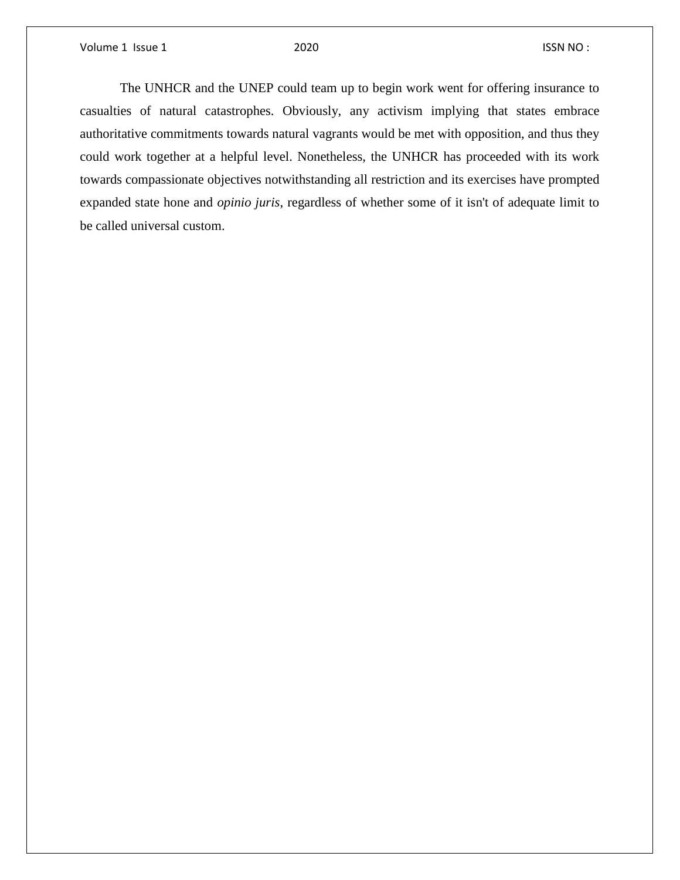The UNHCR and the UNEP could team up to begin work went for offering insurance to casualties of natural catastrophes. Obviously, any activism implying that states embrace authoritative commitments towards natural vagrants would be met with opposition, and thus they could work together at a helpful level. Nonetheless, the UNHCR has proceeded with its work towards compassionate objectives notwithstanding all restriction and its exercises have prompted expanded state hone and *opinio juris*, regardless of whether some of it isn't of adequate limit to be called universal custom.